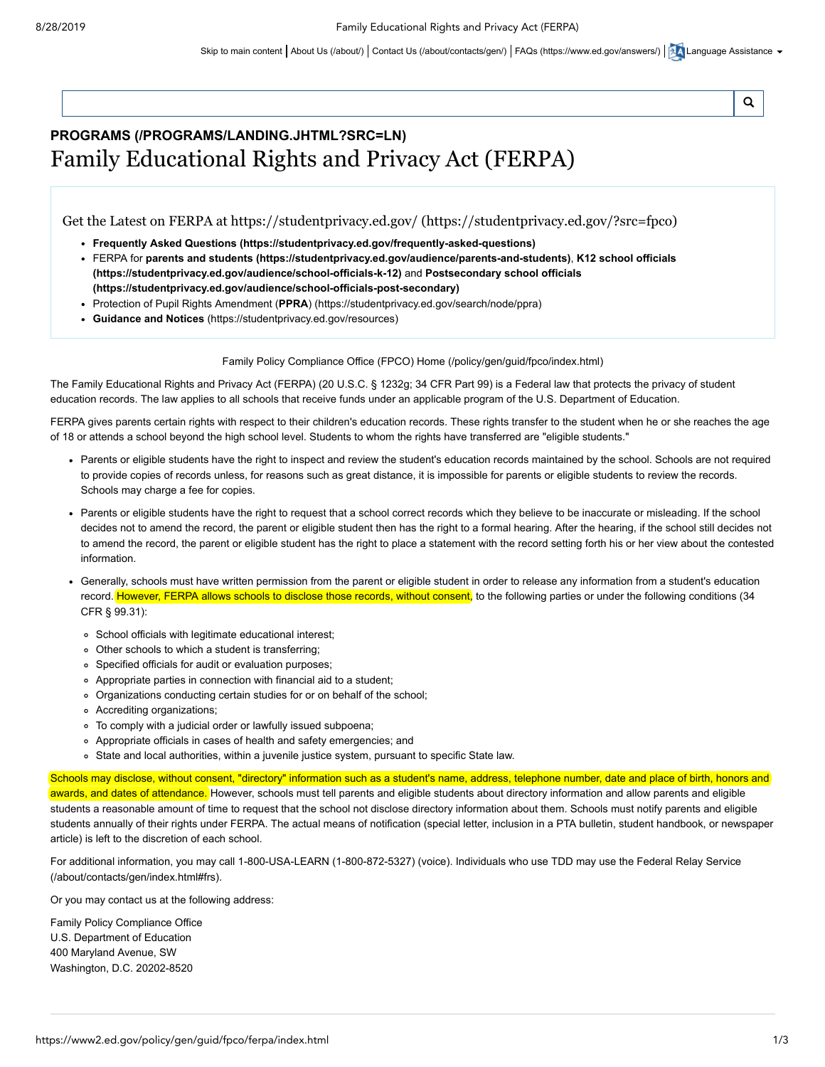Skip to main content | About Us (/about/) | Contact Us (/about/contacts/gen/) | FAQs (https://www.ed.gov/answers/) | Language Assistance

**PROGRAMS (/PROGRAMS/LANDING.JHTML?SRC=LN)**

# Family Educational Rights and Privacy Act (FERPA)

Get the Latest on FERPA at https://studentprivacy.ed.gov/ (https://studentprivacy.ed.gov/?src=fpco)

- **Frequently Asked Questions (https://studentprivacy.ed.gov/frequently-asked-questions)**
- FERPA for **parents and students (https://studentprivacy.ed.gov/audience/parents-and-students)**, **K12 school officials (https://studentprivacy.ed.gov/audience/school-officials-k-12)** and **Postsecondary school officials (https://studentprivacy.ed.gov/audience/school-officials-post-secondary)**
- Protection of Pupil Rights Amendment (**PPRA**) (https://studentprivacy.ed.gov/search/node/ppra)
- **Guidance and Notices** (https://studentprivacy.ed.gov/resources)

Family Policy Compliance Office (FPCO) Home (/policy/gen/guid/fpco/index.html)

The Family Educational Rights and Privacy Act (FERPA) (20 U.S.C. § 1232g; 34 CFR Part 99) is a Federal law that protects the privacy of student education records. The law applies to all schools that receive funds under an applicable program of the U.S. Department of Education.

FERPA gives parents certain rights with respect to their children's education records. These rights transfer to the student when he or she reaches the age of 18 or attends a school beyond the high school level. Students to whom the rights have transferred are "eligible students."

- Parents or eligible students have the right to inspect and review the student's education records maintained by the school. Schools are not required to provide copies of records unless, for reasons such as great distance, it is impossible for parents or eligible students to review the records. Schools may charge a fee for copies.
- Parents or eligible students have the right to request that a school correct records which they believe to be inaccurate or misleading. If the school decides not to amend the record, the parent or eligible student then has the right to a formal hearing. After the hearing, if the school still decides not to amend the record, the parent or eligible student has the right to place a statement with the record setting forth his or her view about the contested information.
- Generally, schools must have written permission from the parent or eligible student in order to release any information from a student's education record. However, FERPA allows schools to disclose those records, without consent, to the following parties or under the following conditions (34 CFR § 99.31):
  - School officials with legitimate educational interest;
  - Other schools to which a student is transferring;
  - Specified officials for audit or evaluation purposes;
  - Appropriate parties in connection with financial aid to a student;
  - Organizations conducting certain studies for or on behalf of the school;
  - Accrediting organizations;
  - To comply with a judicial order or lawfully issued subpoena;
  - Appropriate officials in cases of health and safety emergencies; and
  - State and local authorities, within a juvenile justice system, pursuant to specific State law.

Schools may disclose, without consent, "directory" information such as a student's name, address, telephone number, date and place of birth, honors and awards, and dates of attendance. However, schools must tell parents and eligible students about directory information and allow parents and eligible students a reasonable amount of time to request that the school not disclose directory information about them. Schools must notify parents and eligible students annually of their rights under FERPA. The actual means of notification (special letter, inclusion in a PTA bulletin, student handbook, or newspaper article) is left to the discretion of each school.

For additional information, you may call 1-800-USA-LEARN (1-800-872-5327) (voice). Individuals who use TDD may use the Federal Relay Service (/about/contacts/gen/index.html#frs).

Or you may contact us at the following address:

Family Policy Compliance Office
U.S. Department of Education
400 Maryland Avenue, SW
Washington, D.C. 20202-8520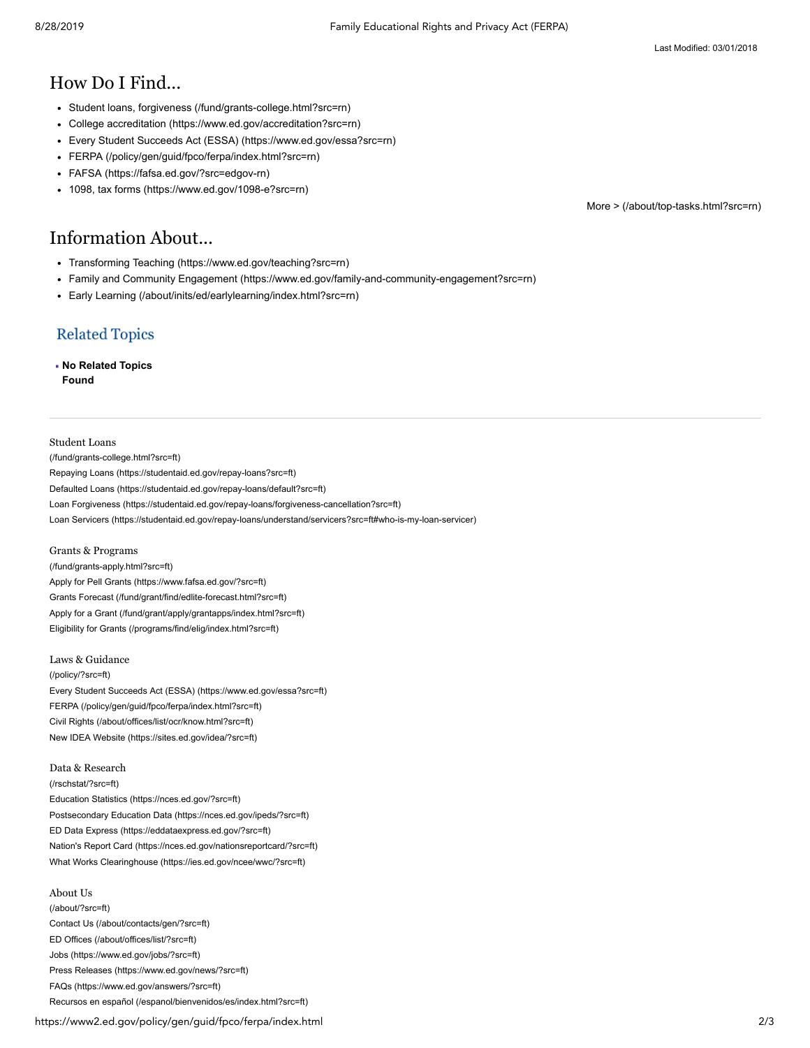Last Modified: 03/01/2018

## How Do I Find...

- Student loans, forgiveness (/fund/grants-college.html?src=rn)
- College accreditation (https://www.ed.gov/accreditation?src=rn)
- Every Student Succeeds Act (ESSA) (https://www.ed.gov/essa?src=rn)
- FERPA (/policy/gen/guid/fpco/ferpa/index.html?src=rn)
- FAFSA (https://fafsa.ed.gov/?src=edgov-rn)
- 1098, tax forms (https://www.ed.gov/1098-e?src=rn)

More > (/about/top-tasks.html?src=rn)

## Information About...

- Transforming Teaching (https://www.ed.gov/teaching?src=rn)
- Family and Community Engagement (https://www.ed.gov/family-and-community-engagement?src=rn)
- Early Learning (/about/inits/ed/earlylearning/index.html?src=rn)

### Related Topics

- **No Related Topics Found**

---

Student Loans
(/fund/grants-college.html?src=ft)
Repaying Loans (https://studentaid.ed.gov/repay-loans?src=ft)
Defaulted Loans (https://studentaid.ed.gov/repay-loans/default?src=ft)
Loan Forgiveness (https://studentaid.ed.gov/repay-loans/forgiveness-cancellation?src=ft)
Loan Servicers (https://studentaid.ed.gov/repay-loans/understand/servicers?src=ft#who-is-my-loan-servicer)

Grants & Programs
(/fund/grants-apply.html?src=ft)
Apply for Pell Grants (https://www.fafsa.ed.gov/?src=ft)
Grants Forecast (/fund/grant/find/edlite-forecast.html?src=ft)
Apply for a Grant (/fund/grant/apply/grantapps/index.html?src=ft)
Eligibility for Grants (/programs/find/elig/index.html?src=ft)

Laws & Guidance
(/policy/?src=ft)
Every Student Succeeds Act (ESSA) (https://www.ed.gov/essa?src=ft)
FERPA (/policy/gen/guid/fpco/ferpa/index.html?src=ft)
Civil Rights (/about/offices/list/ocr/know.html?src=ft)
New IDEA Website (https://sites.ed.gov/idea/?src=ft)

Data & Research
(/rschstat/?src=ft)
Education Statistics (https://nces.ed.gov/?src=ft)
Postsecondary Education Data (https://nces.ed.gov/ipeds/?src=ft)
ED Data Express (https://eddataexpress.ed.gov/?src=ft)
Nation's Report Card (https://nces.ed.gov/nationsreportcard/?src=ft)
What Works Clearinghouse (https://ies.ed.gov/ncee/wwc/?src=ft)

About Us
(/about/?src=ft)
Contact Us (/about/contacts/gen/?src=ft)
ED Offices (/about/offices/list/?src=ft)
Jobs (https://www.ed.gov/jobs/?src=ft)
Press Releases (https://www.ed.gov/news/?src=ft)
FAQs (https://www.ed.gov/answers/?src=ft)
Recursos en español (/espanol/bienvenidos/es/index.html?src=ft)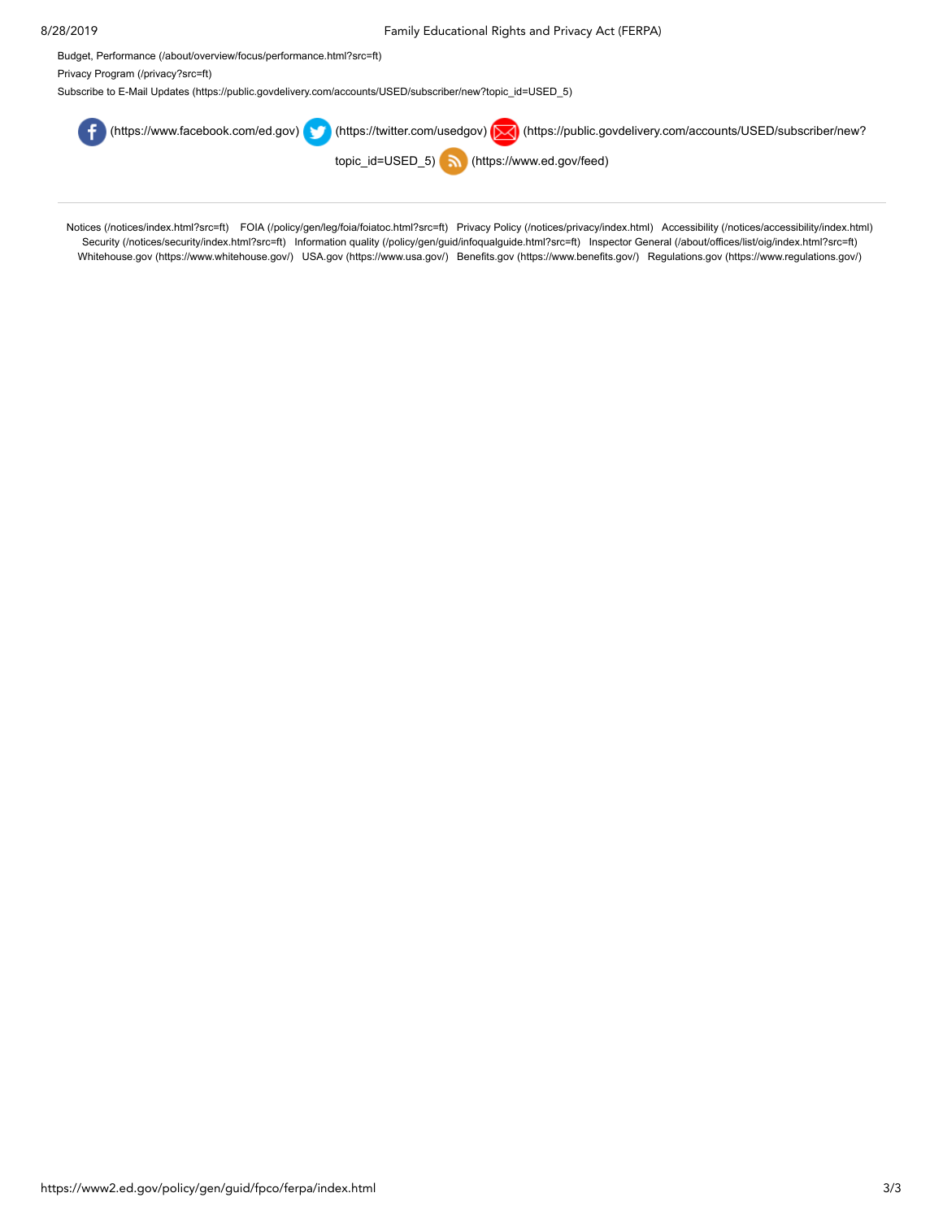Budget, Performance (/about/overview/focus/performance.html?src=ft)

Privacy Program (/privacy?src=ft)

Subscribe to E-Mail Updates (https://public.govdelivery.com/accounts/USED/subscriber/new?topic_id=USED_5)

(https://www.facebook.com/ed.gov) (https://twitter.com/usedgov) (https://public.govdelivery.com/accounts/USED/subscriber/new?topic_id=USED_5) (https://www.ed.gov/feed)

---

Notices (/notices/index.html?src=ft) FOIA (/policy/gen/leg/foia/foiatoc.html?src=ft) Privacy Policy (/notices/privacy/index.html) Accessibility (/notices/accessibility/index.html) Security (/notices/security/index.html?src=ft) Information quality (/policy/gen/guid/infoqualguide.html?src=ft) Inspector General (/about/offices/list/oig/index.html?src=ft) Whitehouse.gov (https://www.whitehouse.gov/) USA.gov (https://www.usa.gov/) Benefits.gov (https://www.benefits.gov/) Regulations.gov (https://www.regulations.gov/)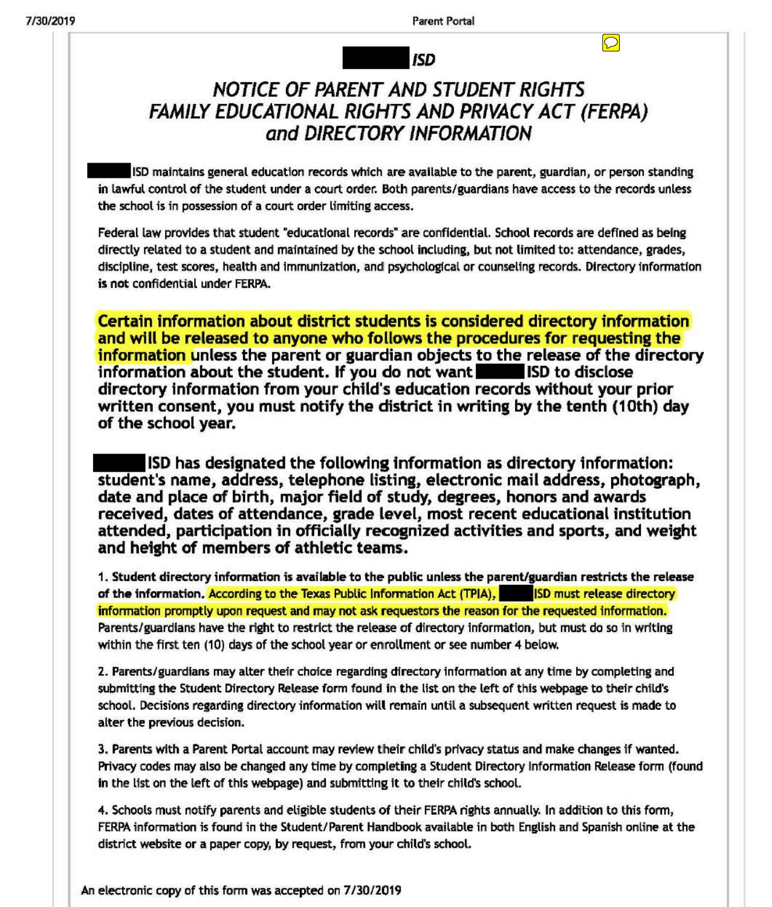# ISD

## NOTICE OF PARENT AND STUDENT RIGHTS FAMILY EDUCATIONAL RIGHTS AND PRIVACY ACT (FERPA) and DIRECTORY INFORMATION

ISD maintains general education records which are available to the parent, guardian, or person standing in lawful control of the student under a court order. Both parents/guardians have access to the records unless the school is in possession of a court order limiting access.

Federal law provides that student "educational records" are confidential. School records are defined as being directly related to a student and maintained by the school including, but not limited to: attendance, grades, discipline, test scores, health and immunization, and psychological or counseling records. Directory information is not confidential under FERPA.

**Certain information about district students is considered directory information and will be released to anyone who follows the procedures for requesting the information unless the parent or guardian objects to the release of the directory information about the student. If you do not want ISD to disclose directory information from your child's education records without your prior written consent, you must notify the district in writing by the tenth (10th) day of the school year.**

**ISD has designated the following information as directory information: student's name, address, telephone listing, electronic mail address, photograph, date and place of birth, major field of study, degrees, honors and awards received, dates of attendance, grade level, most recent educational institution attended, participation in officially recognized activities and sports, and weight and height of members of athletic teams.**

1. **Student directory information is available to the public unless the parent/guardian restricts the release of the information.** According to the Texas Public Information Act (TPIA), ISD must release directory information promptly upon request and may not ask requestors the reason for the requested information. Parents/guardians have the right to restrict the release of directory information, but must do so in writing within the first ten (10) days of the school year or enrollment or see number 4 below.

2. Parents/guardians may alter their choice regarding directory information at any time by completing and submitting the Student Directory Release form found in the list on the left of this webpage to their child's school. Decisions regarding directory information will remain until a subsequent written request is made to alter the previous decision.

3. Parents with a Parent Portal account may review their child's privacy status and make changes if wanted. Privacy codes may also be changed any time by completing a Student Directory Information Release form (found in the list on the left of this webpage) and submitting it to their child's school.

4. Schools must notify parents and eligible students of their FERPA rights annually. In addition to this form, FERPA information is found in the Student/Parent Handbook available in both English and Spanish online at the district website or a paper copy, by request, from your child's school.

An electronic copy of this form was accepted on 7/30/2019